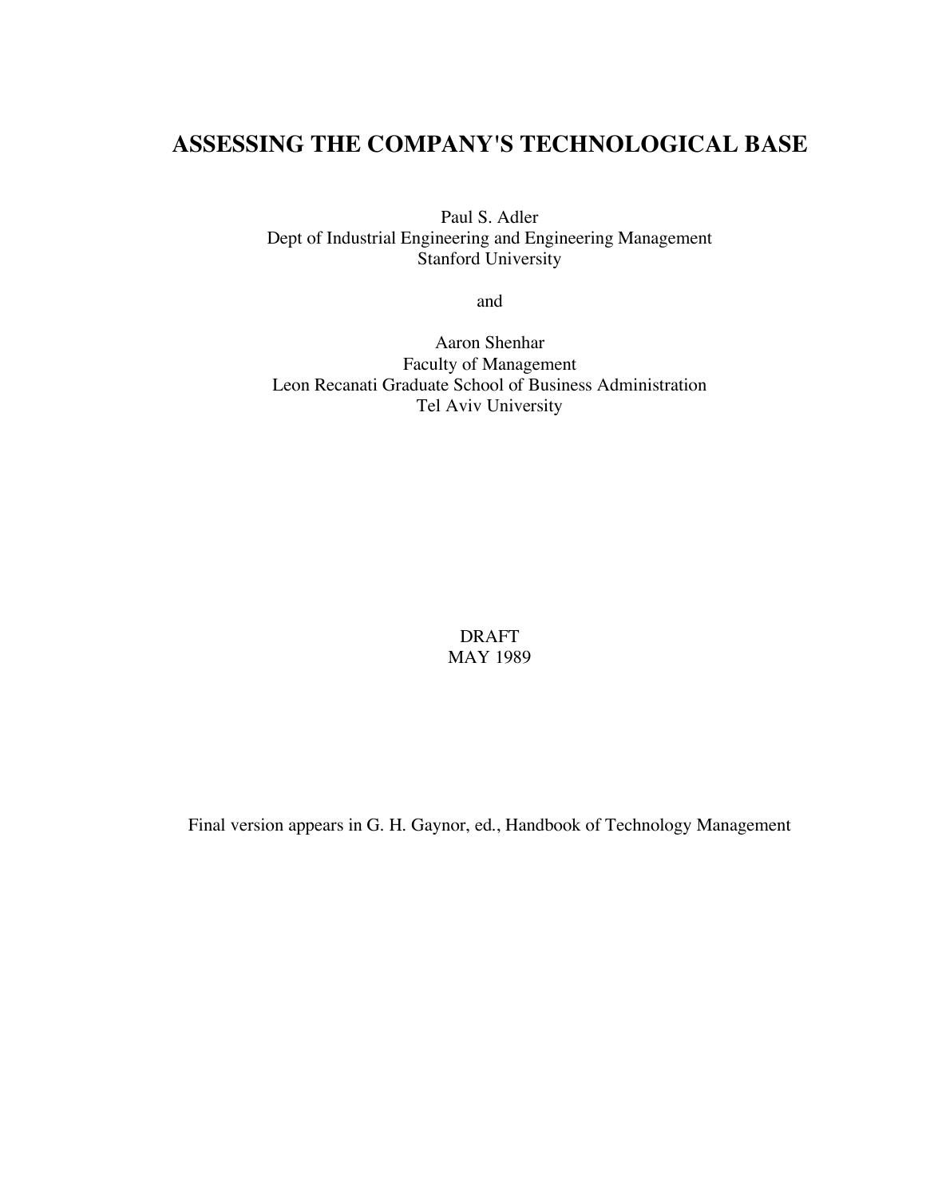# ASSESSING THE COMPANY'S TECHNOLOGICAL BASE

Paul S. Adler
Dept of Industrial Engineering and Engineering Management
Stanford University

and

Aaron Shenhar
Faculty of Management
Leon Recanati Graduate School of Business Administration
Tel Aviv University

DRAFT
MAY 1989

Final version appears in G. H. Gaynor, ed., Handbook of Technology Management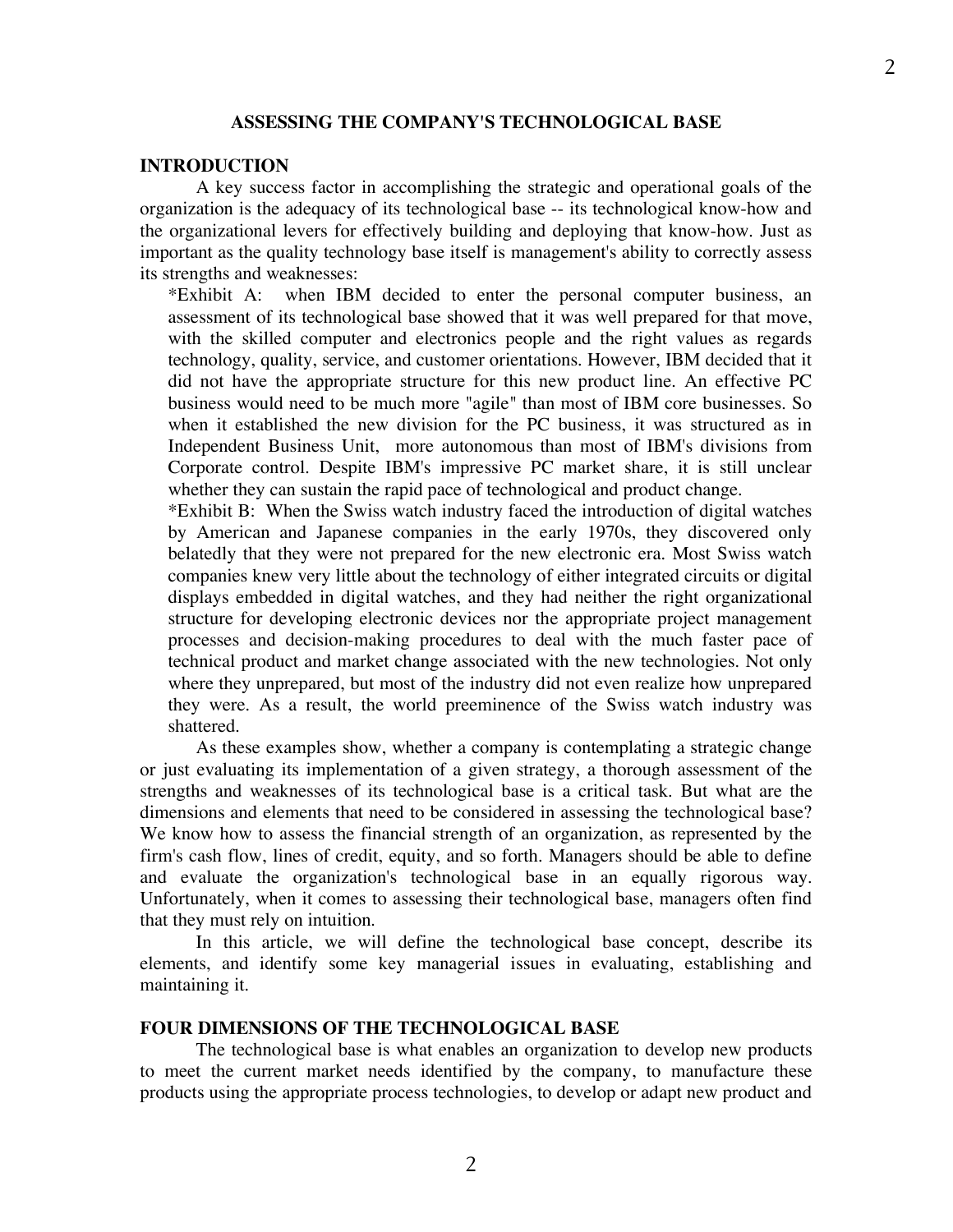## ASSESSING THE COMPANY'S TECHNOLOGICAL BASE

### INTRODUCTION

A key success factor in accomplishing the strategic and operational goals of the organization is the adequacy of its technological base -- its technological know-how and the organizational levers for effectively building and deploying that know-how. Just as important as the quality technology base itself is management's ability to correctly assess its strengths and weaknesses:

*Exhibit A: when IBM decided to enter the personal computer business, an assessment of its technological base showed that it was well prepared for that move, with the skilled computer and electronics people and the right values as regards technology, quality, service, and customer orientations. However, IBM decided that it did not have the appropriate structure for this new product line. An effective PC business would need to be much more "agile" than most of IBM core businesses. So when it established the new division for the PC business, it was structured as in Independent Business Unit, more autonomous than most of IBM's divisions from Corporate control. Despite IBM's impressive PC market share, it is still unclear whether they can sustain the rapid pace of technological and product change.

*Exhibit B: When the Swiss watch industry faced the introduction of digital watches by American and Japanese companies in the early 1970s, they discovered only belatedly that they were not prepared for the new electronic era. Most Swiss watch companies knew very little about the technology of either integrated circuits or digital displays embedded in digital watches, and they had neither the right organizational structure for developing electronic devices nor the appropriate project management processes and decision-making procedures to deal with the much faster pace of technical product and market change associated with the new technologies. Not only where they unprepared, but most of the industry did not even realize how unprepared they were. As a result, the world preeminence of the Swiss watch industry was shattered.

As these examples show, whether a company is contemplating a strategic change or just evaluating its implementation of a given strategy, a thorough assessment of the strengths and weaknesses of its technological base is a critical task. But what are the dimensions and elements that need to be considered in assessing the technological base? We know how to assess the financial strength of an organization, as represented by the firm's cash flow, lines of credit, equity, and so forth. Managers should be able to define and evaluate the organization's technological base in an equally rigorous way. Unfortunately, when it comes to assessing their technological base, managers often find that they must rely on intuition.

In this article, we will define the technological base concept, describe its elements, and identify some key managerial issues in evaluating, establishing and maintaining it.

### FOUR DIMENSIONS OF THE TECHNOLOGICAL BASE

The technological base is what enables an organization to develop new products to meet the current market needs identified by the company, to manufacture these products using the appropriate process technologies, to develop or adapt new product and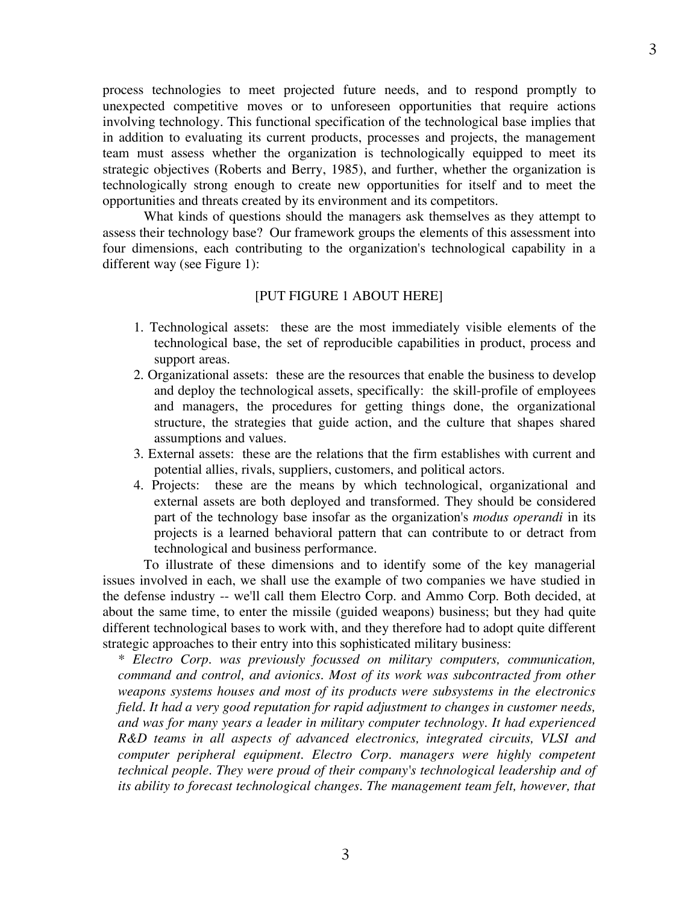process technologies to meet projected future needs, and to respond promptly to unexpected competitive moves or to unforeseen opportunities that require actions involving technology. This functional specification of the technological base implies that in addition to evaluating its current products, processes and projects, the management team must assess whether the organization is technologically equipped to meet its strategic objectives (Roberts and Berry, 1985), and further, whether the organization is technologically strong enough to create new opportunities for itself and to meet the opportunities and threats created by its environment and its competitors.

What kinds of questions should the managers ask themselves as they attempt to assess their technology base? Our framework groups the elements of this assessment into four dimensions, each contributing to the organization's technological capability in a different way (see Figure 1):

[PUT FIGURE 1 ABOUT HERE]

1. Technological assets: these are the most immediately visible elements of the technological base, the set of reproducible capabilities in product, process and support areas.
2. Organizational assets: these are the resources that enable the business to develop and deploy the technological assets, specifically: the skill-profile of employees and managers, the procedures for getting things done, the organizational structure, the strategies that guide action, and the culture that shapes shared assumptions and values.
3. External assets: these are the relations that the firm establishes with current and potential allies, rivals, suppliers, customers, and political actors.
4. Projects: these are the means by which technological, organizational and external assets are both deployed and transformed. They should be considered part of the technology base insofar as the organization's *modus operandi* in its projects is a learned behavioral pattern that can contribute to or detract from technological and business performance.

To illustrate of these dimensions and to identify some of the key managerial issues involved in each, we shall use the example of two companies we have studied in the defense industry -- we'll call them Electro Corp. and Ammo Corp. Both decided, at about the same time, to enter the missile (guided weapons) business; but they had quite different technological bases to work with, and they therefore had to adopt quite different strategic approaches to their entry into this sophisticated military business:

* *Electro Corp. was previously focussed on military computers, communication, command and control, and avionics. Most of its work was subcontracted from other weapons systems houses and most of its products were subsystems in the electronics field. It had a very good reputation for rapid adjustment to changes in customer needs, and was for many years a leader in military computer technology. It had experienced R&D teams in all aspects of advanced electronics, integrated circuits, VLSI and computer peripheral equipment. Electro Corp. managers were highly competent technical people. They were proud of their company's technological leadership and of its ability to forecast technological changes. The management team felt, however, that*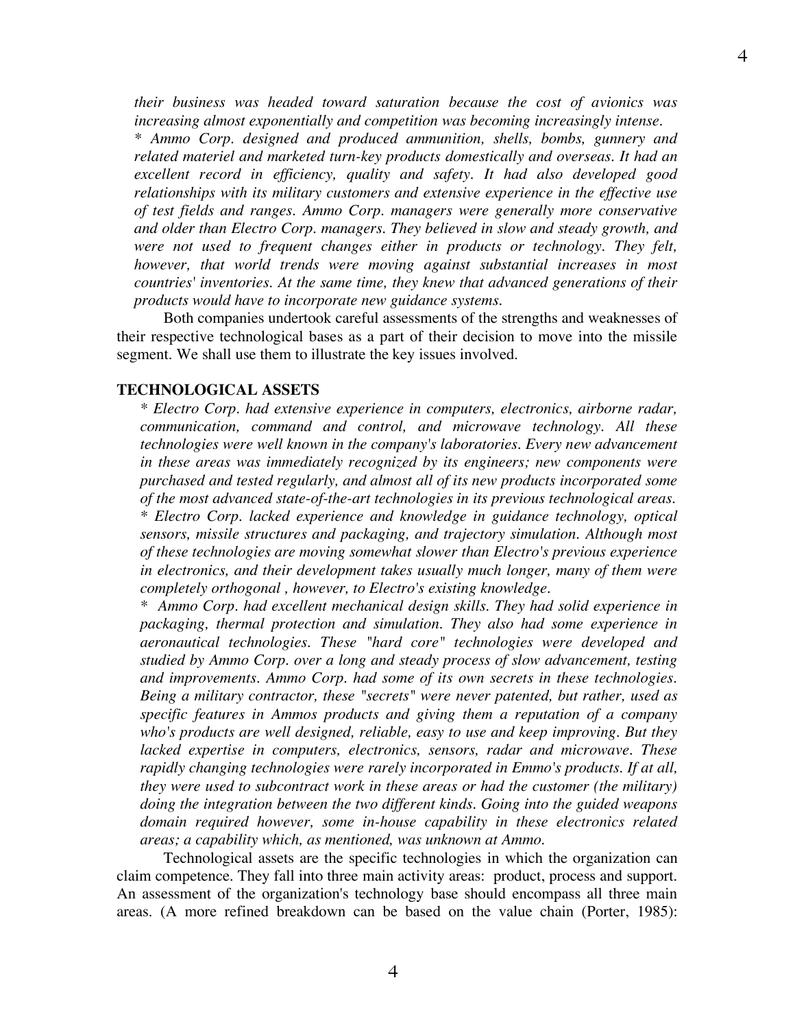*their business was headed toward saturation because the cost of avionics was increasing almost exponentially and competition was becoming increasingly intense.*

*\* Ammo Corp. designed and produced ammunition, shells, bombs, gunnery and related materiel and marketed turn-key products domestically and overseas. It had an excellent record in efficiency, quality and safety. It had also developed good relationships with its military customers and extensive experience in the effective use of test fields and ranges. Ammo Corp. managers were generally more conservative and older than Electro Corp. managers. They believed in slow and steady growth, and were not used to frequent changes either in products or technology. They felt, however, that world trends were moving against substantial increases in most countries' inventories. At the same time, they knew that advanced generations of their products would have to incorporate new guidance systems.*

Both companies undertook careful assessments of the strengths and weaknesses of their respective technological bases as a part of their decision to move into the missile segment. We shall use them to illustrate the key issues involved.

**TECHNOLOGICAL ASSETS**

*\* Electro Corp. had extensive experience in computers, electronics, airborne radar, communication, command and control, and microwave technology. All these technologies were well known in the company's laboratories. Every new advancement in these areas was immediately recognized by its engineers; new components were purchased and tested regularly, and almost all of its new products incorporated some of the most advanced state-of-the-art technologies in its previous technological areas.*

*\* Electro Corp. lacked experience and knowledge in guidance technology, optical sensors, missile structures and packaging, and trajectory simulation. Although most of these technologies are moving somewhat slower than Electro's previous experience in electronics, and their development takes usually much longer, many of them were completely orthogonal , however, to Electro's existing knowledge.*

*\* Ammo Corp. had excellent mechanical design skills. They had solid experience in packaging, thermal protection and simulation. They also had some experience in aeronautical technologies. These "hard core" technologies were developed and studied by Ammo Corp. over a long and steady process of slow advancement, testing and improvements. Ammo Corp. had some of its own secrets in these technologies. Being a military contractor, these "secrets" were never patented, but rather, used as specific features in Ammos products and giving them a reputation of a company who's products are well designed, reliable, easy to use and keep improving. But they lacked expertise in computers, electronics, sensors, radar and microwave. These rapidly changing technologies were rarely incorporated in Emmo's products. If at all, they were used to subcontract work in these areas or had the customer (the military) doing the integration between the two different kinds. Going into the guided weapons domain required however, some in-house capability in these electronics related areas; a capability which, as mentioned, was unknown at Ammo.*

Technological assets are the specific technologies in which the organization can claim competence. They fall into three main activity areas: product, process and support. An assessment of the organization's technology base should encompass all three main areas. (A more refined breakdown can be based on the value chain (Porter, 1985):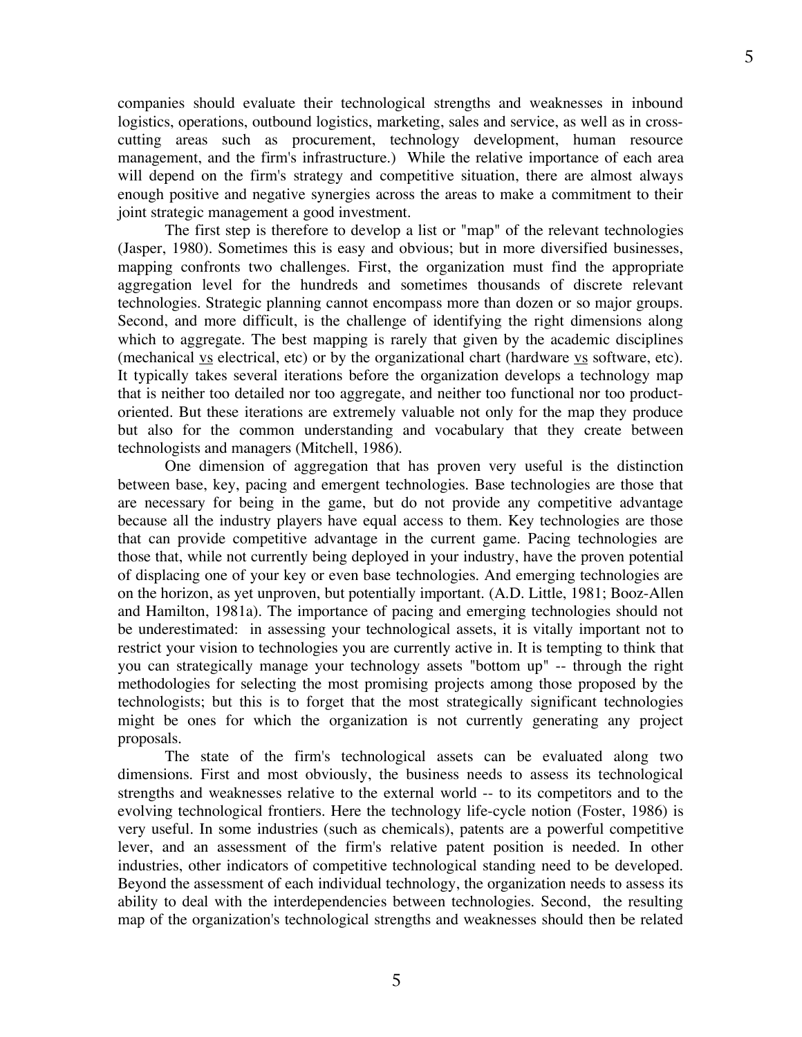companies should evaluate their technological strengths and weaknesses in inbound logistics, operations, outbound logistics, marketing, sales and service, as well as in cross-cutting areas such as procurement, technology development, human resource management, and the firm's infrastructure.) While the relative importance of each area will depend on the firm's strategy and competitive situation, there are almost always enough positive and negative synergies across the areas to make a commitment to their joint strategic management a good investment.

The first step is therefore to develop a list or "map" of the relevant technologies (Jasper, 1980). Sometimes this is easy and obvious; but in more diversified businesses, mapping confronts two challenges. First, the organization must find the appropriate aggregation level for the hundreds and sometimes thousands of discrete relevant technologies. Strategic planning cannot encompass more than dozen or so major groups. Second, and more difficult, is the challenge of identifying the right dimensions along which to aggregate. The best mapping is rarely that given by the academic disciplines (mechanical vs electrical, etc) or by the organizational chart (hardware vs software, etc). It typically takes several iterations before the organization develops a technology map that is neither too detailed nor too aggregate, and neither too functional nor too product-oriented. But these iterations are extremely valuable not only for the map they produce but also for the common understanding and vocabulary that they create between technologists and managers (Mitchell, 1986).

One dimension of aggregation that has proven very useful is the distinction between base, key, pacing and emergent technologies. Base technologies are those that are necessary for being in the game, but do not provide any competitive advantage because all the industry players have equal access to them. Key technologies are those that can provide competitive advantage in the current game. Pacing technologies are those that, while not currently being deployed in your industry, have the proven potential of displacing one of your key or even base technologies. And emerging technologies are on the horizon, as yet unproven, but potentially important. (A.D. Little, 1981; Booz-Allen and Hamilton, 1981a). The importance of pacing and emerging technologies should not be underestimated: in assessing your technological assets, it is vitally important not to restrict your vision to technologies you are currently active in. It is tempting to think that you can strategically manage your technology assets "bottom up" -- through the right methodologies for selecting the most promising projects among those proposed by the technologists; but this is to forget that the most strategically significant technologies might be ones for which the organization is not currently generating any project proposals.

The state of the firm's technological assets can be evaluated along two dimensions. First and most obviously, the business needs to assess its technological strengths and weaknesses relative to the external world -- to its competitors and to the evolving technological frontiers. Here the technology life-cycle notion (Foster, 1986) is very useful. In some industries (such as chemicals), patents are a powerful competitive lever, and an assessment of the firm's relative patent position is needed. In other industries, other indicators of competitive technological standing need to be developed. Beyond the assessment of each individual technology, the organization needs to assess its ability to deal with the interdependencies between technologies. Second, the resulting map of the organization's technological strengths and weaknesses should then be related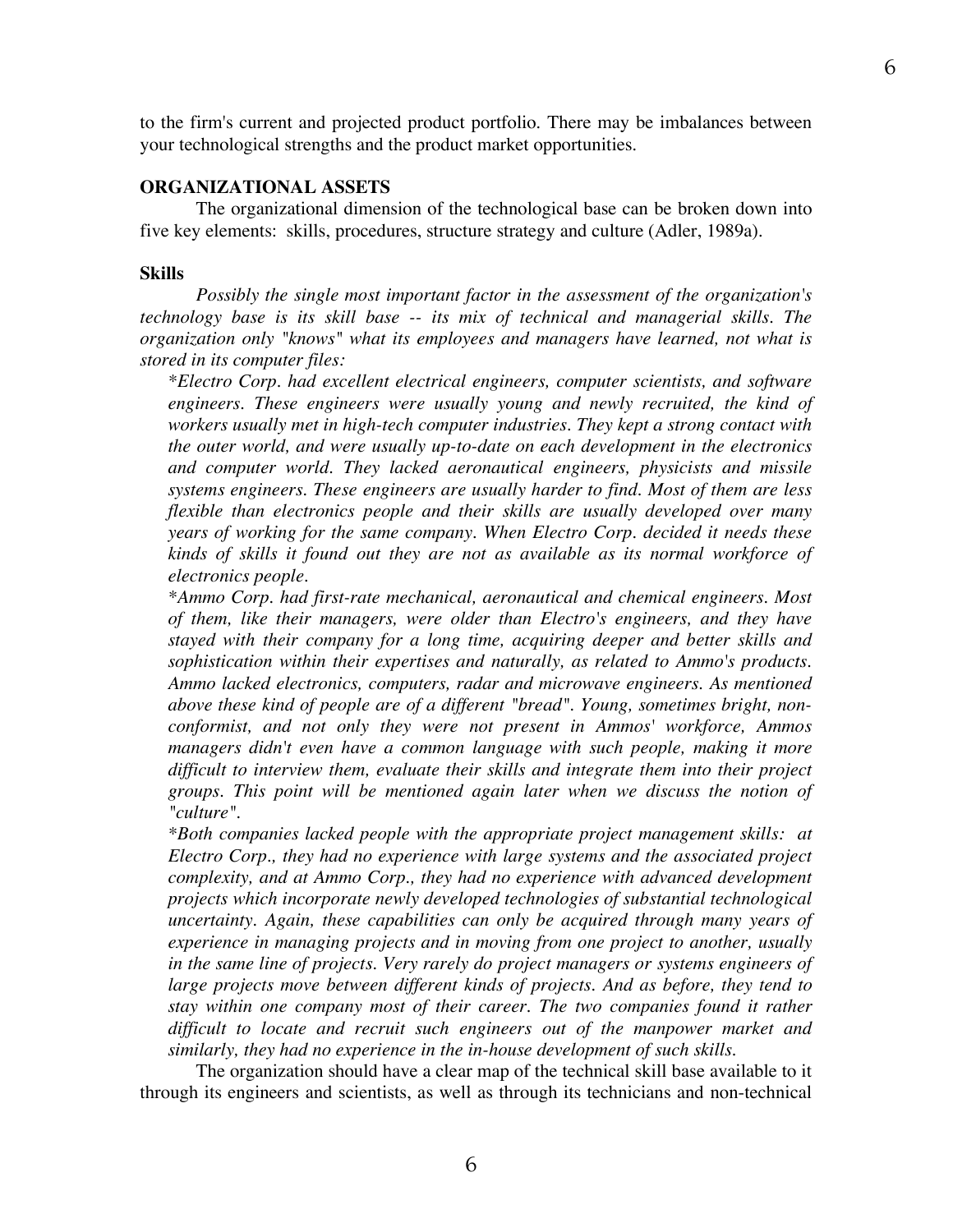to the firm's current and projected product portfolio. There may be imbalances between your technological strengths and the product market opportunities.

### ORGANIZATIONAL ASSETS

The organizational dimension of the technological base can be broken down into five key elements: skills, procedures, structure strategy and culture (Adler, 1989a).

### Skills

*Possibly the single most important factor in the assessment of the organization's technology base is its skill base -- its mix of technical and managerial skills. The organization only "knows" what its employees and managers have learned, not what is stored in its computer files:*

*\*Electro Corp. had excellent electrical engineers, computer scientists, and software engineers. These engineers were usually young and newly recruited, the kind of workers usually met in high-tech computer industries. They kept a strong contact with the outer world, and were usually up-to-date on each development in the electronics and computer world. They lacked aeronautical engineers, physicists and missile systems engineers. These engineers are usually harder to find. Most of them are less flexible than electronics people and their skills are usually developed over many years of working for the same company. When Electro Corp. decided it needs these kinds of skills it found out they are not as available as its normal workforce of electronics people.*

*\*Ammo Corp. had first-rate mechanical, aeronautical and chemical engineers. Most of them, like their managers, were older than Electro's engineers, and they have stayed with their company for a long time, acquiring deeper and better skills and sophistication within their expertises and naturally, as related to Ammo's products. Ammo lacked electronics, computers, radar and microwave engineers. As mentioned above these kind of people are of a different "bread". Young, sometimes bright, non-conformist, and not only they were not present in Ammos' workforce, Ammos managers didn't even have a common language with such people, making it more difficult to interview them, evaluate their skills and integrate them into their project groups. This point will be mentioned again later when we discuss the notion of "culture".*

*\*Both companies lacked people with the appropriate project management skills: at Electro Corp., they had no experience with large systems and the associated project complexity, and at Ammo Corp., they had no experience with advanced development projects which incorporate newly developed technologies of substantial technological uncertainty. Again, these capabilities can only be acquired through many years of experience in managing projects and in moving from one project to another, usually in the same line of projects. Very rarely do project managers or systems engineers of large projects move between different kinds of projects. And as before, they tend to stay within one company most of their career. The two companies found it rather difficult to locate and recruit such engineers out of the manpower market and similarly, they had no experience in the in-house development of such skills.*

The organization should have a clear map of the technical skill base available to it through its engineers and scientists, as well as through its technicians and non-technical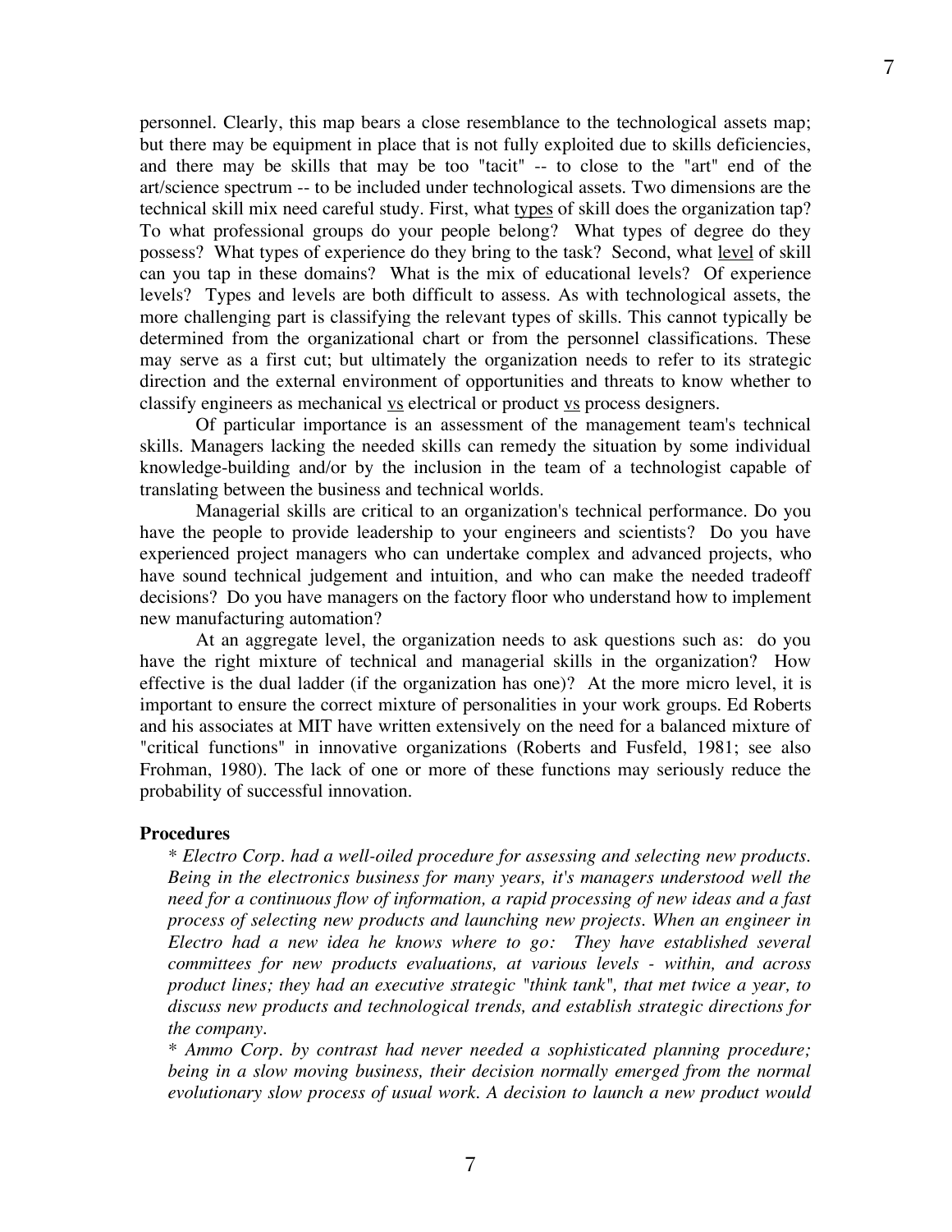personnel. Clearly, this map bears a close resemblance to the technological assets map; but there may be equipment in place that is not fully exploited due to skills deficiencies, and there may be skills that may be too "tacit" -- to close to the "art" end of the art/science spectrum -- to be included under technological assets. Two dimensions are the technical skill mix need careful study. First, what <u>types</u> of skill does the organization tap? To what professional groups do your people belong? What types of degree do they possess? What types of experience do they bring to the task? Second, what <u>level</u> of skill can you tap in these domains? What is the mix of educational levels? Of experience levels? Types and levels are both difficult to assess. As with technological assets, the more challenging part is classifying the relevant types of skills. This cannot typically be determined from the organizational chart or from the personnel classifications. These may serve as a first cut; but ultimately the organization needs to refer to its strategic direction and the external environment of opportunities and threats to know whether to classify engineers as mechanical <u>vs</u> electrical or product <u>vs</u> process designers.

Of particular importance is an assessment of the management team's technical skills. Managers lacking the needed skills can remedy the situation by some individual knowledge-building and/or by the inclusion in the team of a technologist capable of translating between the business and technical worlds.

Managerial skills are critical to an organization's technical performance. Do you have the people to provide leadership to your engineers and scientists? Do you have experienced project managers who can undertake complex and advanced projects, who have sound technical judgement and intuition, and who can make the needed tradeoff decisions? Do you have managers on the factory floor who understand how to implement new manufacturing automation?

At an aggregate level, the organization needs to ask questions such as: do you have the right mixture of technical and managerial skills in the organization? How effective is the dual ladder (if the organization has one)? At the more micro level, it is important to ensure the correct mixture of personalities in your work groups. Ed Roberts and his associates at MIT have written extensively on the need for a balanced mixture of "critical functions" in innovative organizations (Roberts and Fusfeld, 1981; see also Frohman, 1980). The lack of one or more of these functions may seriously reduce the probability of successful innovation.

**Procedures**

*\* Electro Corp. had a well-oiled procedure for assessing and selecting new products. Being in the electronics business for many years, it's managers understood well the need for a continuous flow of information, a rapid processing of new ideas and a fast process of selecting new products and launching new projects. When an engineer in Electro had a new idea he knows where to go: They have established several committees for new products evaluations, at various levels - within, and across product lines; they had an executive strategic "think tank", that met twice a year, to discuss new products and technological trends, and establish strategic directions for the company.*

*\* Ammo Corp. by contrast had never needed a sophisticated planning procedure; being in a slow moving business, their decision normally emerged from the normal evolutionary slow process of usual work. A decision to launch a new product would*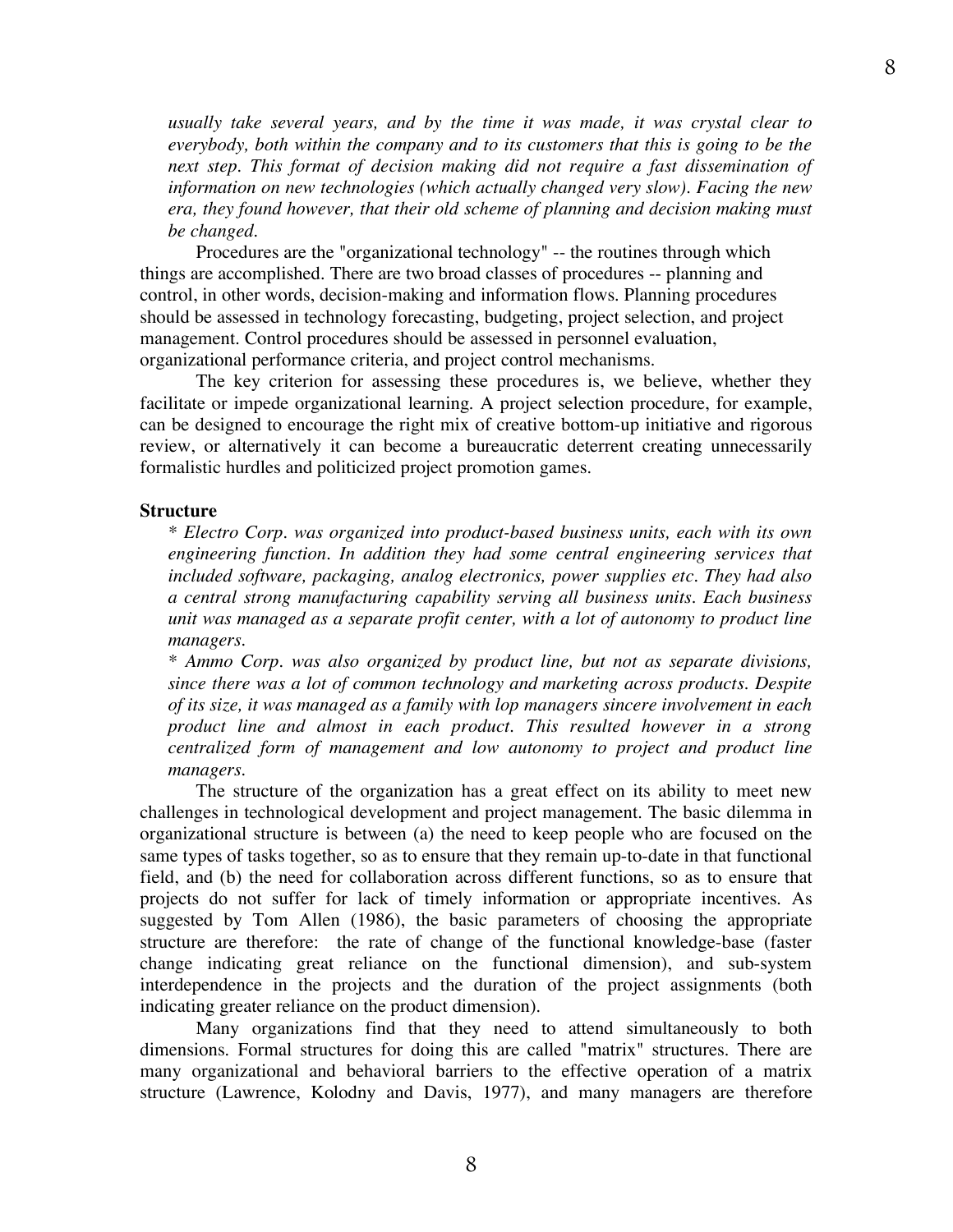*usually take several years, and by the time it was made, it was crystal clear to everybody, both within the company and to its customers that this is going to be the next step. This format of decision making did not require a fast dissemination of information on new technologies (which actually changed very slow). Facing the new era, they found however, that their old scheme of planning and decision making must be changed.*

Procedures are the "organizational technology" -- the routines through which things are accomplished. There are two broad classes of procedures -- planning and control, in other words, decision-making and information flows. Planning procedures should be assessed in technology forecasting, budgeting, project selection, and project management. Control procedures should be assessed in personnel evaluation, organizational performance criteria, and project control mechanisms.

The key criterion for assessing these procedures is, we believe, whether they facilitate or impede organizational learning. A project selection procedure, for example, can be designed to encourage the right mix of creative bottom-up initiative and rigorous review, or alternatively it can become a bureaucratic deterrent creating unnecessarily formalistic hurdles and politicized project promotion games.

**Structure**

*\* Electro Corp. was organized into product-based business units, each with its own engineering function. In addition they had some central engineering services that included software, packaging, analog electronics, power supplies etc. They had also a central strong manufacturing capability serving all business units. Each business unit was managed as a separate profit center, with a lot of autonomy to product line managers.*

*\* Ammo Corp. was also organized by product line, but not as separate divisions, since there was a lot of common technology and marketing across products. Despite of its size, it was managed as a family with lop managers sincere involvement in each product line and almost in each product. This resulted however in a strong centralized form of management and low autonomy to project and product line managers.*

The structure of the organization has a great effect on its ability to meet new challenges in technological development and project management. The basic dilemma in organizational structure is between (a) the need to keep people who are focused on the same types of tasks together, so as to ensure that they remain up-to-date in that functional field, and (b) the need for collaboration across different functions, so as to ensure that projects do not suffer for lack of timely information or appropriate incentives. As suggested by Tom Allen (1986), the basic parameters of choosing the appropriate structure are therefore: the rate of change of the functional knowledge-base (faster change indicating great reliance on the functional dimension), and sub-system interdependence in the projects and the duration of the project assignments (both indicating greater reliance on the product dimension).

Many organizations find that they need to attend simultaneously to both dimensions. Formal structures for doing this are called "matrix" structures. There are many organizational and behavioral barriers to the effective operation of a matrix structure (Lawrence, Kolodny and Davis, 1977), and many managers are therefore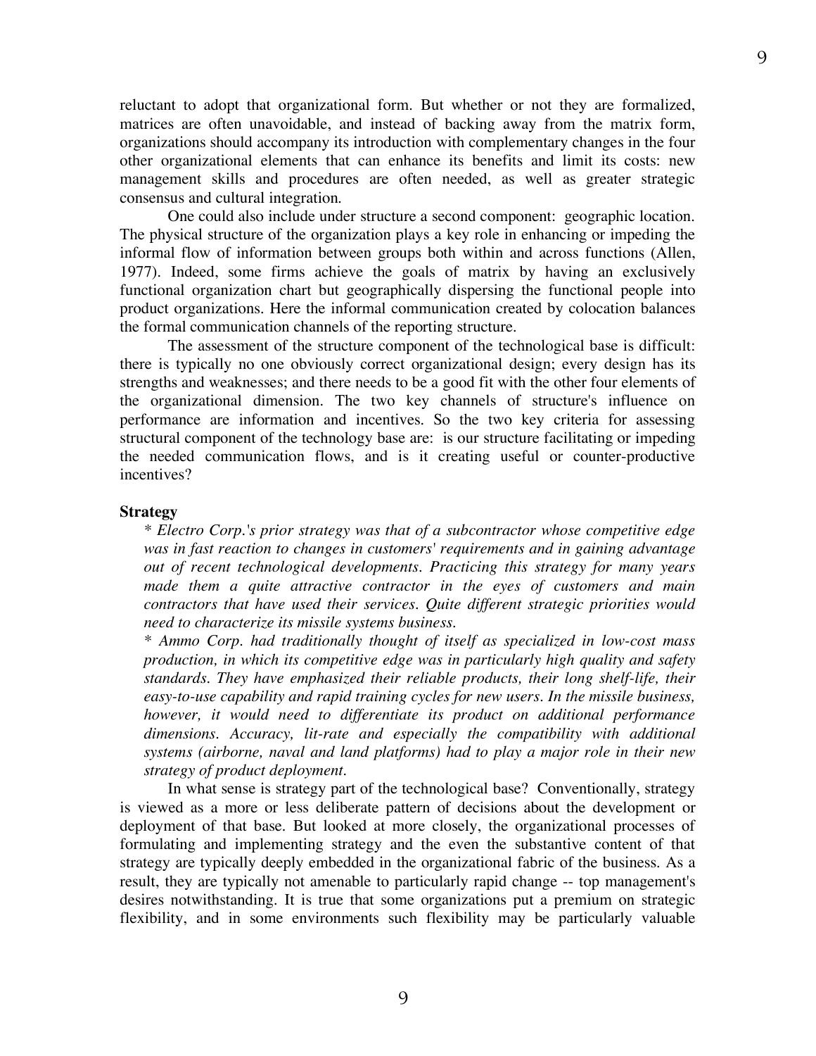reluctant to adopt that organizational form. But whether or not they are formalized, matrices are often unavoidable, and instead of backing away from the matrix form, organizations should accompany its introduction with complementary changes in the four other organizational elements that can enhance its benefits and limit its costs: new management skills and procedures are often needed, as well as greater strategic consensus and cultural integration.

One could also include under structure a second component: geographic location. The physical structure of the organization plays a key role in enhancing or impeding the informal flow of information between groups both within and across functions (Allen, 1977). Indeed, some firms achieve the goals of matrix by having an exclusively functional organization chart but geographically dispersing the functional people into product organizations. Here the informal communication created by colocation balances the formal communication channels of the reporting structure.

The assessment of the structure component of the technological base is difficult: there is typically no one obviously correct organizational design; every design has its strengths and weaknesses; and there needs to be a good fit with the other four elements of the organizational dimension. The two key channels of structure's influence on performance are information and incentives. So the two key criteria for assessing structural component of the technology base are: is our structure facilitating or impeding the needed communication flows, and is it creating useful or counter-productive incentives?

**Strategy**

*\* Electro Corp.'s prior strategy was that of a subcontractor whose competitive edge was in fast reaction to changes in customers' requirements and in gaining advantage out of recent technological developments. Practicing this strategy for many years made them a quite attractive contractor in the eyes of customers and main contractors that have used their services. Quite different strategic priorities would need to characterize its missile systems business.*

*\* Ammo Corp. had traditionally thought of itself as specialized in low-cost mass production, in which its competitive edge was in particularly high quality and safety standards. They have emphasized their reliable products, their long shelf-life, their easy-to-use capability and rapid training cycles for new users. In the missile business, however, it would need to differentiate its product on additional performance dimensions. Accuracy, lit-rate and especially the compatibility with additional systems (airborne, naval and land platforms) had to play a major role in their new strategy of product deployment.*

In what sense is strategy part of the technological base? Conventionally, strategy is viewed as a more or less deliberate pattern of decisions about the development or deployment of that base. But looked at more closely, the organizational processes of formulating and implementing strategy and the even the substantive content of that strategy are typically deeply embedded in the organizational fabric of the business. As a result, they are typically not amenable to particularly rapid change -- top management's desires notwithstanding. It is true that some organizations put a premium on strategic flexibility, and in some environments such flexibility may be particularly valuable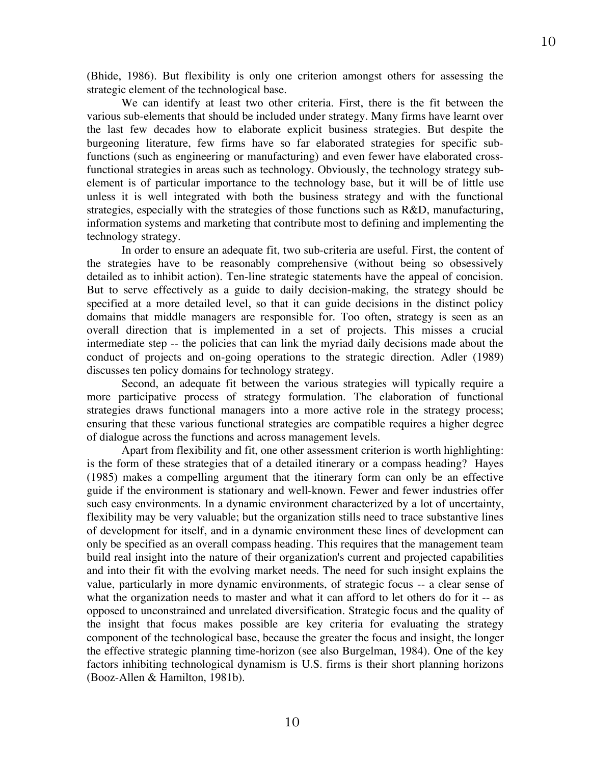(Bhide, 1986). But flexibility is only one criterion amongst others for assessing the strategic element of the technological base.

We can identify at least two other criteria. First, there is the fit between the various sub-elements that should be included under strategy. Many firms have learnt over the last few decades how to elaborate explicit business strategies. But despite the burgeoning literature, few firms have so far elaborated strategies for specific sub-functions (such as engineering or manufacturing) and even fewer have elaborated cross-functional strategies in areas such as technology. Obviously, the technology strategy sub-element is of particular importance to the technology base, but it will be of little use unless it is well integrated with both the business strategy and with the functional strategies, especially with the strategies of those functions such as R&D, manufacturing, information systems and marketing that contribute most to defining and implementing the technology strategy.

In order to ensure an adequate fit, two sub-criteria are useful. First, the content of the strategies have to be reasonably comprehensive (without being so obsessively detailed as to inhibit action). Ten-line strategic statements have the appeal of concision. But to serve effectively as a guide to daily decision-making, the strategy should be specified at a more detailed level, so that it can guide decisions in the distinct policy domains that middle managers are responsible for. Too often, strategy is seen as an overall direction that is implemented in a set of projects. This misses a crucial intermediate step -- the policies that can link the myriad daily decisions made about the conduct of projects and on-going operations to the strategic direction. Adler (1989) discusses ten policy domains for technology strategy.

Second, an adequate fit between the various strategies will typically require a more participative process of strategy formulation. The elaboration of functional strategies draws functional managers into a more active role in the strategy process; ensuring that these various functional strategies are compatible requires a higher degree of dialogue across the functions and across management levels.

Apart from flexibility and fit, one other assessment criterion is worth highlighting: is the form of these strategies that of a detailed itinerary or a compass heading? Hayes (1985) makes a compelling argument that the itinerary form can only be an effective guide if the environment is stationary and well-known. Fewer and fewer industries offer such easy environments. In a dynamic environment characterized by a lot of uncertainty, flexibility may be very valuable; but the organization stills need to trace substantive lines of development for itself, and in a dynamic environment these lines of development can only be specified as an overall compass heading. This requires that the management team build real insight into the nature of their organization's current and projected capabilities and into their fit with the evolving market needs. The need for such insight explains the value, particularly in more dynamic environments, of strategic focus -- a clear sense of what the organization needs to master and what it can afford to let others do for it -- as opposed to unconstrained and unrelated diversification. Strategic focus and the quality of the insight that focus makes possible are key criteria for evaluating the strategy component of the technological base, because the greater the focus and insight, the longer the effective strategic planning time-horizon (see also Burgelman, 1984). One of the key factors inhibiting technological dynamism is U.S. firms is their short planning horizons (Booz-Allen & Hamilton, 1981b).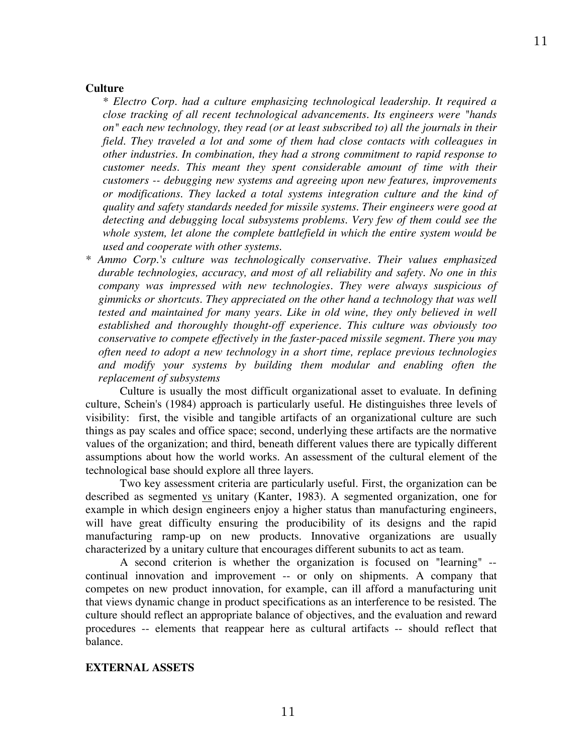**Culture**

* *Electro Corp. had a culture emphasizing technological leadership. It required a close tracking of all recent technological advancements. Its engineers were "hands on" each new technology, they read (or at least subscribed to) all the journals in their field. They traveled a lot and some of them had close contacts with colleagues in other industries. In combination, they had a strong commitment to rapid response to customer needs. This meant they spent considerable amount of time with their customers -- debugging new systems and agreeing upon new features, improvements or modifications. They lacked a total systems integration culture and the kind of quality and safety standards needed for missile systems. Their engineers were good at detecting and debugging local subsystems problems. Very few of them could see the whole system, let alone the complete battlefield in which the entire system would be used and cooperate with other systems.*
* *Ammo Corp.'s culture was technologically conservative. Their values emphasized durable technologies, accuracy, and most of all reliability and safety. No one in this company was impressed with new technologies. They were always suspicious of gimmicks or shortcuts. They appreciated on the other hand a technology that was well tested and maintained for many years. Like in old wine, they only believed in well established and thoroughly thought-off experience. This culture was obviously too conservative to compete effectively in the faster-paced missile segment. There you may often need to adopt a new technology in a short time, replace previous technologies and modify your systems by building them modular and enabling often the replacement of subsystems*

Culture is usually the most difficult organizational asset to evaluate. In defining culture, Schein's (1984) approach is particularly useful. He distinguishes three levels of visibility: first, the visible and tangible artifacts of an organizational culture are such things as pay scales and office space; second, underlying these artifacts are the normative values of the organization; and third, beneath different values there are typically different assumptions about how the world works. An assessment of the cultural element of the technological base should explore all three layers.

Two key assessment criteria are particularly useful. First, the organization can be described as segmented vs unitary (Kanter, 1983). A segmented organization, one for example in which design engineers enjoy a higher status than manufacturing engineers, will have great difficulty ensuring the producibility of its designs and the rapid manufacturing ramp-up on new products. Innovative organizations are usually characterized by a unitary culture that encourages different subunits to act as team.

A second criterion is whether the organization is focused on "learning" -- continual innovation and improvement -- or only on shipments. A company that competes on new product innovation, for example, can ill afford a manufacturing unit that views dynamic change in product specifications as an interference to be resisted. The culture should reflect an appropriate balance of objectives, and the evaluation and reward procedures -- elements that reappear here as cultural artifacts -- should reflect that balance.

**EXTERNAL ASSETS**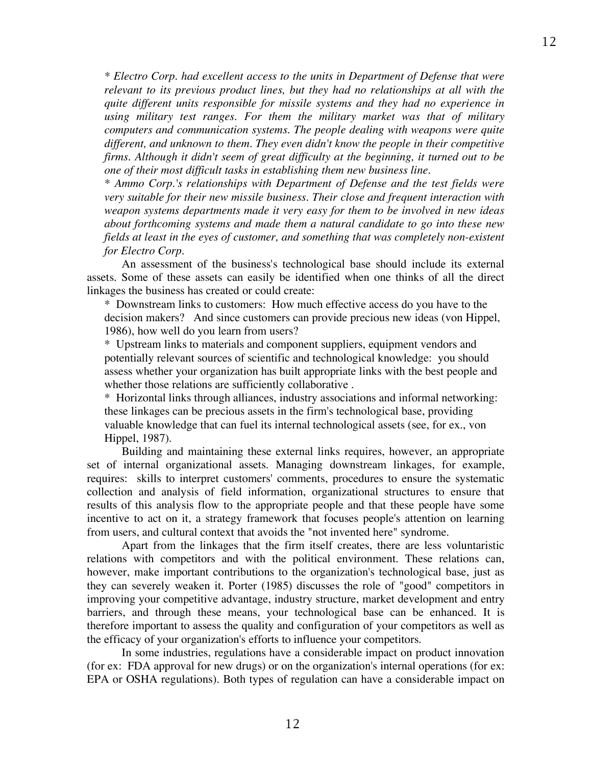*\* Electro Corp. had excellent access to the units in Department of Defense that were relevant to its previous product lines, but they had no relationships at all with the quite different units responsible for missile systems and they had no experience in using military test ranges. For them the military market was that of military computers and communication systems. The people dealing with weapons were quite different, and unknown to them. They even didn't know the people in their competitive firms. Although it didn't seem of great difficulty at the beginning, it turned out to be one of their most difficult tasks in establishing them new business line.*

*\* Ammo Corp.'s relationships with Department of Defense and the test fields were very suitable for their new missile business. Their close and frequent interaction with weapon systems departments made it very easy for them to be involved in new ideas about forthcoming systems and made them a natural candidate to go into these new fields at least in the eyes of customer, and something that was completely non-existent for Electro Corp.*

An assessment of the business's technological base should include its external assets. Some of these assets can easily be identified when one thinks of all the direct linkages the business has created or could create:

\* Downstream links to customers: How much effective access do you have to the decision makers? And since customers can provide precious new ideas (von Hippel, 1986), how well do you learn from users?

\* Upstream links to materials and component suppliers, equipment vendors and potentially relevant sources of scientific and technological knowledge: you should assess whether your organization has built appropriate links with the best people and whether those relations are sufficiently collaborative .

\* Horizontal links through alliances, industry associations and informal networking: these linkages can be precious assets in the firm's technological base, providing valuable knowledge that can fuel its internal technological assets (see, for ex., von Hippel, 1987).

Building and maintaining these external links requires, however, an appropriate set of internal organizational assets. Managing downstream linkages, for example, requires: skills to interpret customers' comments, procedures to ensure the systematic collection and analysis of field information, organizational structures to ensure that results of this analysis flow to the appropriate people and that these people have some incentive to act on it, a strategy framework that focuses people's attention on learning from users, and cultural context that avoids the "not invented here" syndrome.

Apart from the linkages that the firm itself creates, there are less voluntaristic relations with competitors and with the political environment. These relations can, however, make important contributions to the organization's technological base, just as they can severely weaken it. Porter (1985) discusses the role of "good" competitors in improving your competitive advantage, industry structure, market development and entry barriers, and through these means, your technological base can be enhanced. It is therefore important to assess the quality and configuration of your competitors as well as the efficacy of your organization's efforts to influence your competitors.

In some industries, regulations have a considerable impact on product innovation (for ex: FDA approval for new drugs) or on the organization's internal operations (for ex: EPA or OSHA regulations). Both types of regulation can have a considerable impact on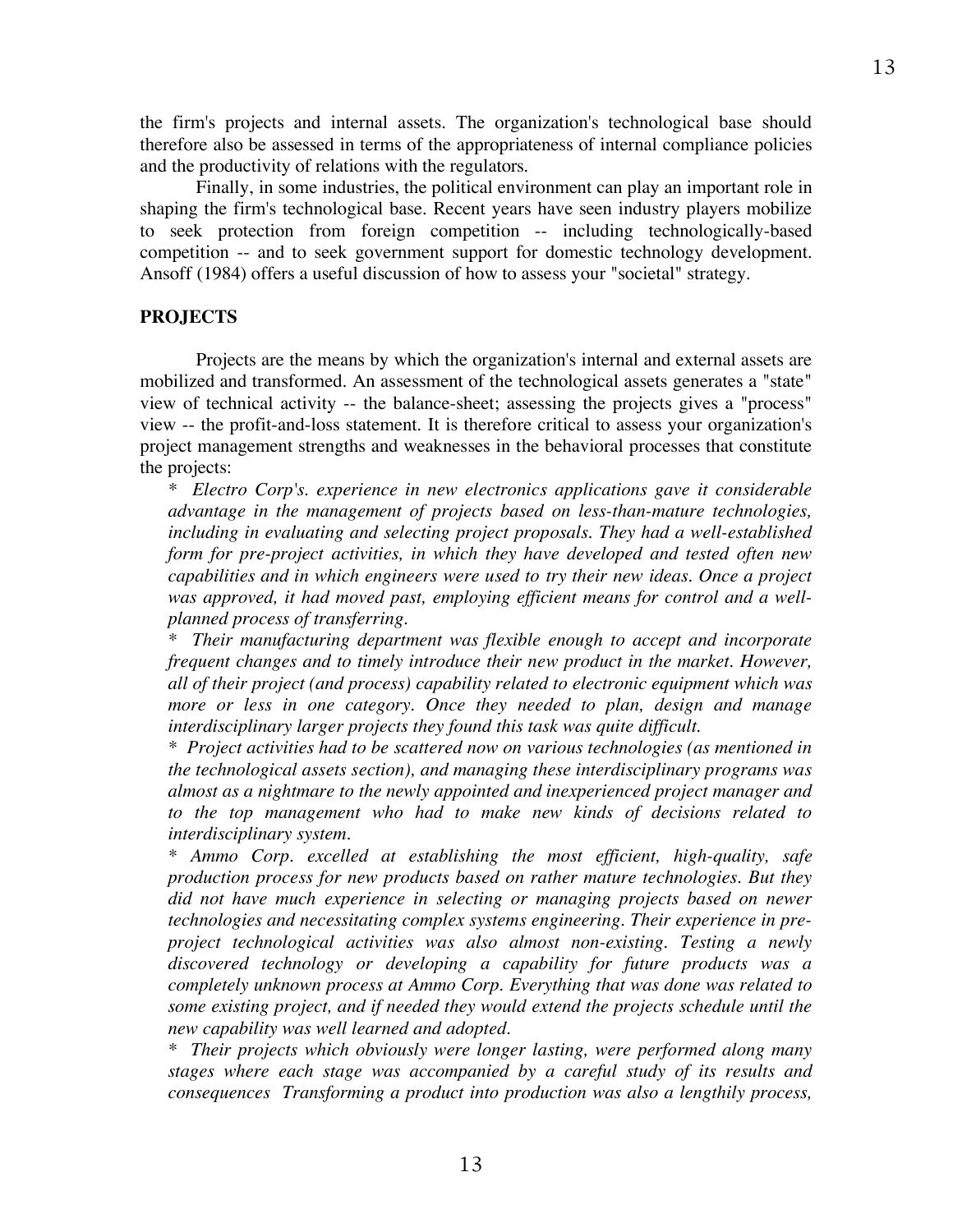the firm's projects and internal assets. The organization's technological base should therefore also be assessed in terms of the appropriateness of internal compliance policies and the productivity of relations with the regulators.

Finally, in some industries, the political environment can play an important role in shaping the firm's technological base. Recent years have seen industry players mobilize to seek protection from foreign competition -- including technologically-based competition -- and to seek government support for domestic technology development. Ansoff (1984) offers a useful discussion of how to assess your "societal" strategy.

## PROJECTS

Projects are the means by which the organization's internal and external assets are mobilized and transformed. An assessment of the technological assets generates a "state" view of technical activity -- the balance-sheet; assessing the projects gives a "process" view -- the profit-and-loss statement. It is therefore critical to assess your organization's project management strengths and weaknesses in the behavioral processes that constitute the projects:

\* *Electro Corp's. experience in new electronics applications gave it considerable advantage in the management of projects based on less-than-mature technologies, including in evaluating and selecting project proposals. They had a well-established form for pre-project activities, in which they have developed and tested often new capabilities and in which engineers were used to try their new ideas. Once a project was approved, it had moved past, employing efficient means for control and a well-planned process of transferring.*

\* *Their manufacturing department was flexible enough to accept and incorporate frequent changes and to timely introduce their new product in the market. However, all of their project (and process) capability related to electronic equipment which was more or less in one category. Once they needed to plan, design and manage interdisciplinary larger projects they found this task was quite difficult.*

\* *Project activities had to be scattered now on various technologies (as mentioned in the technological assets section), and managing these interdisciplinary programs was almost as a nightmare to the newly appointed and inexperienced project manager and to the top management who had to make new kinds of decisions related to interdisciplinary system.*

\* *Ammo Corp. excelled at establishing the most efficient, high-quality, safe production process for new products based on rather mature technologies. But they did not have much experience in selecting or managing projects based on newer technologies and necessitating complex systems engineering. Their experience in pre-project technological activities was also almost non-existing. Testing a newly discovered technology or developing a capability for future products was a completely unknown process at Ammo Corp. Everything that was done was related to some existing project, and if needed they would extend the projects schedule until the new capability was well learned and adopted.*

\* *Their projects which obviously were longer lasting, were performed along many stages where each stage was accompanied by a careful study of its results and consequences Transforming a product into production was also a lengthily process,*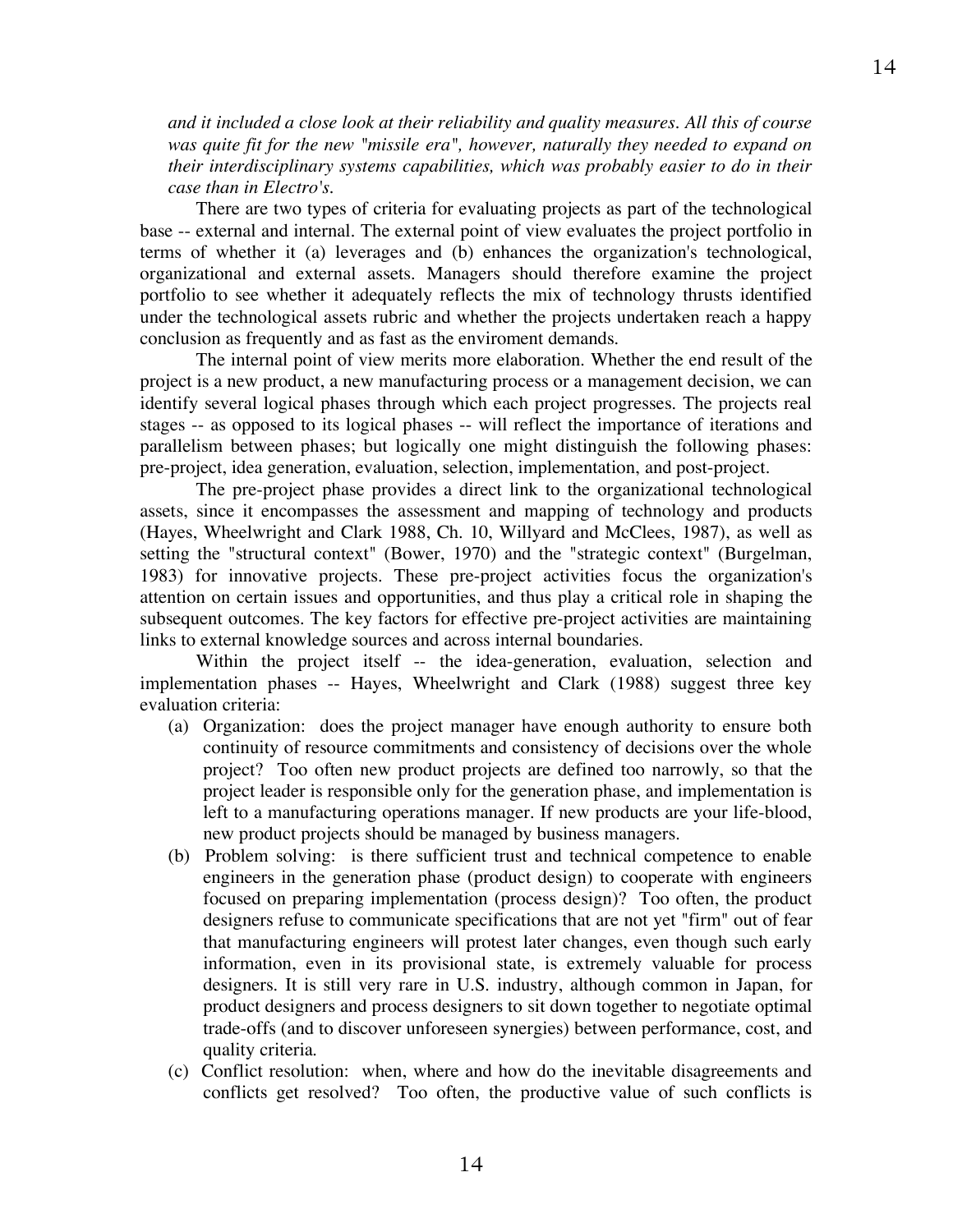*and it included a close look at their reliability and quality measures. All this of course was quite fit for the new "missile era", however, naturally they needed to expand on their interdisciplinary systems capabilities, which was probably easier to do in their case than in Electro's.*

There are two types of criteria for evaluating projects as part of the technological base -- external and internal. The external point of view evaluates the project portfolio in terms of whether it (a) leverages and (b) enhances the organization's technological, organizational and external assets. Managers should therefore examine the project portfolio to see whether it adequately reflects the mix of technology thrusts identified under the technological assets rubric and whether the projects undertaken reach a happy conclusion as frequently and as fast as the enviroment demands.

The internal point of view merits more elaboration. Whether the end result of the project is a new product, a new manufacturing process or a management decision, we can identify several logical phases through which each project progresses. The projects real stages -- as opposed to its logical phases -- will reflect the importance of iterations and parallelism between phases; but logically one might distinguish the following phases: pre-project, idea generation, evaluation, selection, implementation, and post-project.

The pre-project phase provides a direct link to the organizational technological assets, since it encompasses the assessment and mapping of technology and products (Hayes, Wheelwright and Clark 1988, Ch. 10, Willyard and McClees, 1987), as well as setting the "structural context" (Bower, 1970) and the "strategic context" (Burgelman, 1983) for innovative projects. These pre-project activities focus the organization's attention on certain issues and opportunities, and thus play a critical role in shaping the subsequent outcomes. The key factors for effective pre-project activities are maintaining links to external knowledge sources and across internal boundaries.

Within the project itself -- the idea-generation, evaluation, selection and implementation phases -- Hayes, Wheelwright and Clark (1988) suggest three key evaluation criteria:

(a) Organization: does the project manager have enough authority to ensure both continuity of resource commitments and consistency of decisions over the whole project? Too often new product projects are defined too narrowly, so that the project leader is responsible only for the generation phase, and implementation is left to a manufacturing operations manager. If new products are your life-blood, new product projects should be managed by business managers.

(b) Problem solving: is there sufficient trust and technical competence to enable engineers in the generation phase (product design) to cooperate with engineers focused on preparing implementation (process design)? Too often, the product designers refuse to communicate specifications that are not yet "firm" out of fear that manufacturing engineers will protest later changes, even though such early information, even in its provisional state, is extremely valuable for process designers. It is still very rare in U.S. industry, although common in Japan, for product designers and process designers to sit down together to negotiate optimal trade-offs (and to discover unforeseen synergies) between performance, cost, and quality criteria.

(c) Conflict resolution: when, where and how do the inevitable disagreements and conflicts get resolved? Too often, the productive value of such conflicts is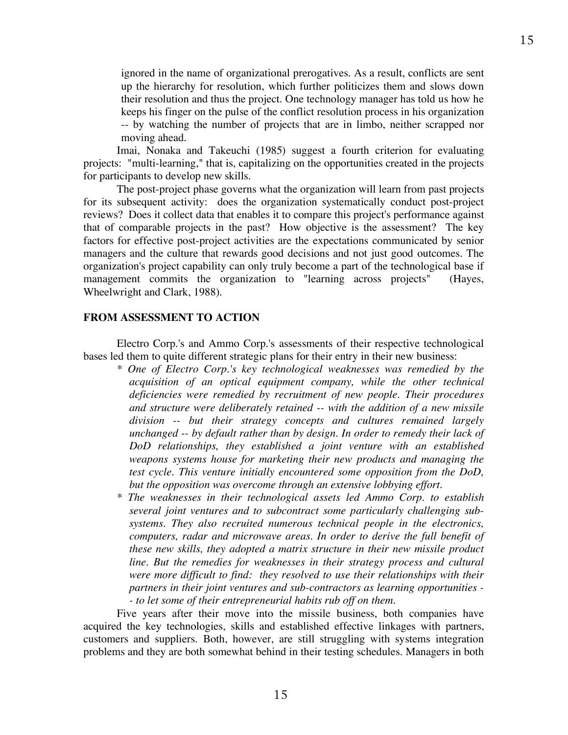ignored in the name of organizational prerogatives. As a result, conflicts are sent up the hierarchy for resolution, which further politicizes them and slows down their resolution and thus the project. One technology manager has told us how he keeps his finger on the pulse of the conflict resolution process in his organization -- by watching the number of projects that are in limbo, neither scrapped nor moving ahead.

Imai, Nonaka and Takeuchi (1985) suggest a fourth criterion for evaluating projects: "multi-learning," that is, capitalizing on the opportunities created in the projects for participants to develop new skills.

The post-project phase governs what the organization will learn from past projects for its subsequent activity: does the organization systematically conduct post-project reviews? Does it collect data that enables it to compare this project's performance against that of comparable projects in the past? How objective is the assessment? The key factors for effective post-project activities are the expectations communicated by senior managers and the culture that rewards good decisions and not just good outcomes. The organization's project capability can only truly become a part of the technological base if management commits the organization to "learning across projects" (Hayes, Wheelwright and Clark, 1988).

**FROM ASSESSMENT TO ACTION**

Electro Corp.'s and Ammo Corp.'s assessments of their respective technological bases led them to quite different strategic plans for their entry in their new business:

* *One of Electro Corp.'s key technological weaknesses was remedied by the acquisition of an optical equipment company, while the other technical deficiencies were remedied by recruitment of new people. Their procedures and structure were deliberately retained -- with the addition of a new missile division -- but their strategy concepts and cultures remained largely unchanged -- by default rather than by design. In order to remedy their lack of DoD relationships, they established a joint venture with an established weapons systems house for marketing their new products and managing the test cycle. This venture initially encountered some opposition from the DoD, but the opposition was overcome through an extensive lobbying effort.*
* *The weaknesses in their technological assets led Ammo Corp. to establish several joint ventures and to subcontract some particularly challenging sub-systems. They also recruited numerous technical people in the electronics, computers, radar and microwave areas. In order to derive the full benefit of these new skills, they adopted a matrix structure in their new missile product line. But the remedies for weaknesses in their strategy process and cultural were more difficult to find: they resolved to use their relationships with their partners in their joint ventures and sub-contractors as learning opportunities -- to let some of their entrepreneurial habits rub off on them.*

Five years after their move into the missile business, both companies have acquired the key technologies, skills and established effective linkages with partners, customers and suppliers. Both, however, are still struggling with systems integration problems and they are both somewhat behind in their testing schedules. Managers in both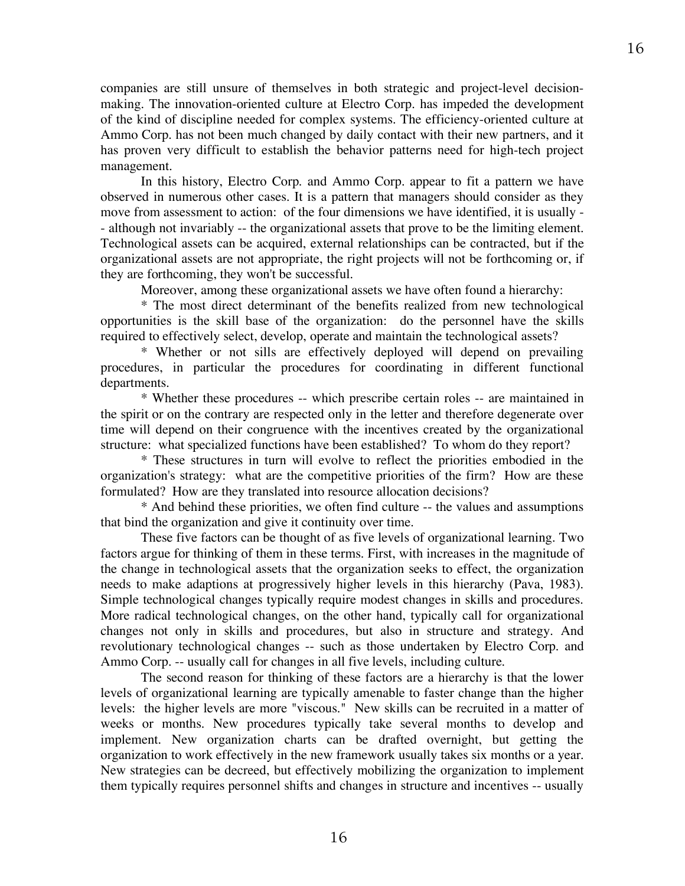companies are still unsure of themselves in both strategic and project-level decision-making. The innovation-oriented culture at Electro Corp. has impeded the development of the kind of discipline needed for complex systems. The efficiency-oriented culture at Ammo Corp. has not been much changed by daily contact with their new partners, and it has proven very difficult to establish the behavior patterns need for high-tech project management.

In this history, Electro Corp. and Ammo Corp. appear to fit a pattern we have observed in numerous other cases. It is a pattern that managers should consider as they move from assessment to action: of the four dimensions we have identified, it is usually -- although not invariably -- the organizational assets that prove to be the limiting element. Technological assets can be acquired, external relationships can be contracted, but if the organizational assets are not appropriate, the right projects will not be forthcoming or, if they are forthcoming, they won't be successful.

Moreover, among these organizational assets we have often found a hierarchy:

* The most direct determinant of the benefits realized from new technological opportunities is the skill base of the organization: do the personnel have the skills required to effectively select, develop, operate and maintain the technological assets?

* Whether or not sills are effectively deployed will depend on prevailing procedures, in particular the procedures for coordinating in different functional departments.

* Whether these procedures -- which prescribe certain roles -- are maintained in the spirit or on the contrary are respected only in the letter and therefore degenerate over time will depend on their congruence with the incentives created by the organizational structure: what specialized functions have been established? To whom do they report?

* These structures in turn will evolve to reflect the priorities embodied in the organization's strategy: what are the competitive priorities of the firm? How are these formulated? How are they translated into resource allocation decisions?

* And behind these priorities, we often find culture -- the values and assumptions that bind the organization and give it continuity over time.

These five factors can be thought of as five levels of organizational learning. Two factors argue for thinking of them in these terms. First, with increases in the magnitude of the change in technological assets that the organization seeks to effect, the organization needs to make adaptions at progressively higher levels in this hierarchy (Pava, 1983). Simple technological changes typically require modest changes in skills and procedures. More radical technological changes, on the other hand, typically call for organizational changes not only in skills and procedures, but also in structure and strategy. And revolutionary technological changes -- such as those undertaken by Electro Corp. and Ammo Corp. -- usually call for changes in all five levels, including culture.

The second reason for thinking of these factors are a hierarchy is that the lower levels of organizational learning are typically amenable to faster change than the higher levels: the higher levels are more "viscous." New skills can be recruited in a matter of weeks or months. New procedures typically take several months to develop and implement. New organization charts can be drafted overnight, but getting the organization to work effectively in the new framework usually takes six months or a year. New strategies can be decreed, but effectively mobilizing the organization to implement them typically requires personnel shifts and changes in structure and incentives -- usually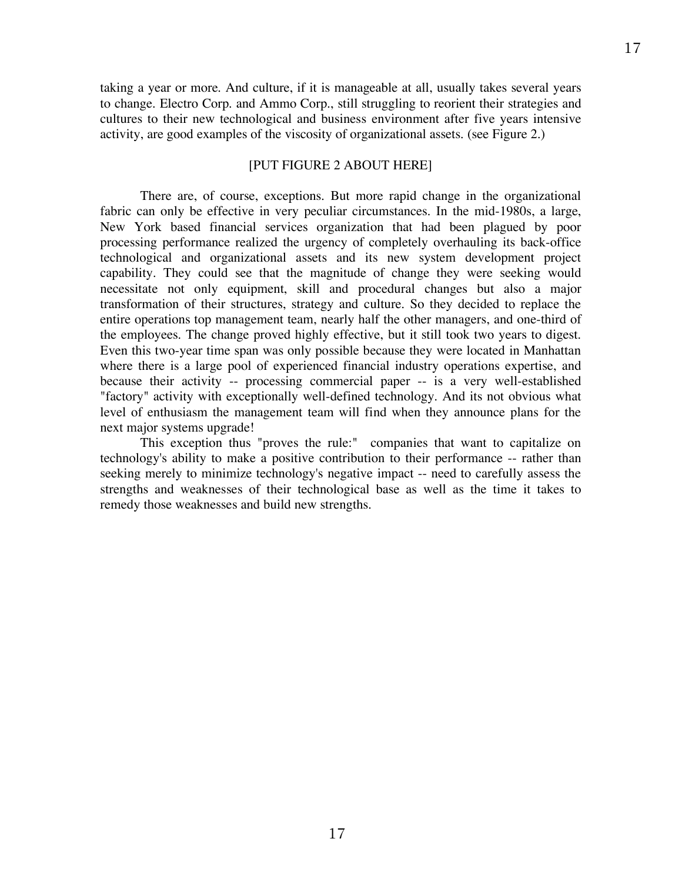taking a year or more. And culture, if it is manageable at all, usually takes several years to change. Electro Corp. and Ammo Corp., still struggling to reorient their strategies and cultures to their new technological and business environment after five years intensive activity, are good examples of the viscosity of organizational assets. (see Figure 2.)

[PUT FIGURE 2 ABOUT HERE]

There are, of course, exceptions. But more rapid change in the organizational fabric can only be effective in very peculiar circumstances. In the mid-1980s, a large, New York based financial services organization that had been plagued by poor processing performance realized the urgency of completely overhauling its back-office technological and organizational assets and its new system development project capability. They could see that the magnitude of change they were seeking would necessitate not only equipment, skill and procedural changes but also a major transformation of their structures, strategy and culture. So they decided to replace the entire operations top management team, nearly half the other managers, and one-third of the employees. The change proved highly effective, but it still took two years to digest. Even this two-year time span was only possible because they were located in Manhattan where there is a large pool of experienced financial industry operations expertise, and because their activity -- processing commercial paper -- is a very well-established "factory" activity with exceptionally well-defined technology. And its not obvious what level of enthusiasm the management team will find when they announce plans for the next major systems upgrade!

This exception thus "proves the rule:" companies that want to capitalize on technology's ability to make a positive contribution to their performance -- rather than seeking merely to minimize technology's negative impact -- need to carefully assess the strengths and weaknesses of their technological base as well as the time it takes to remedy those weaknesses and build new strengths.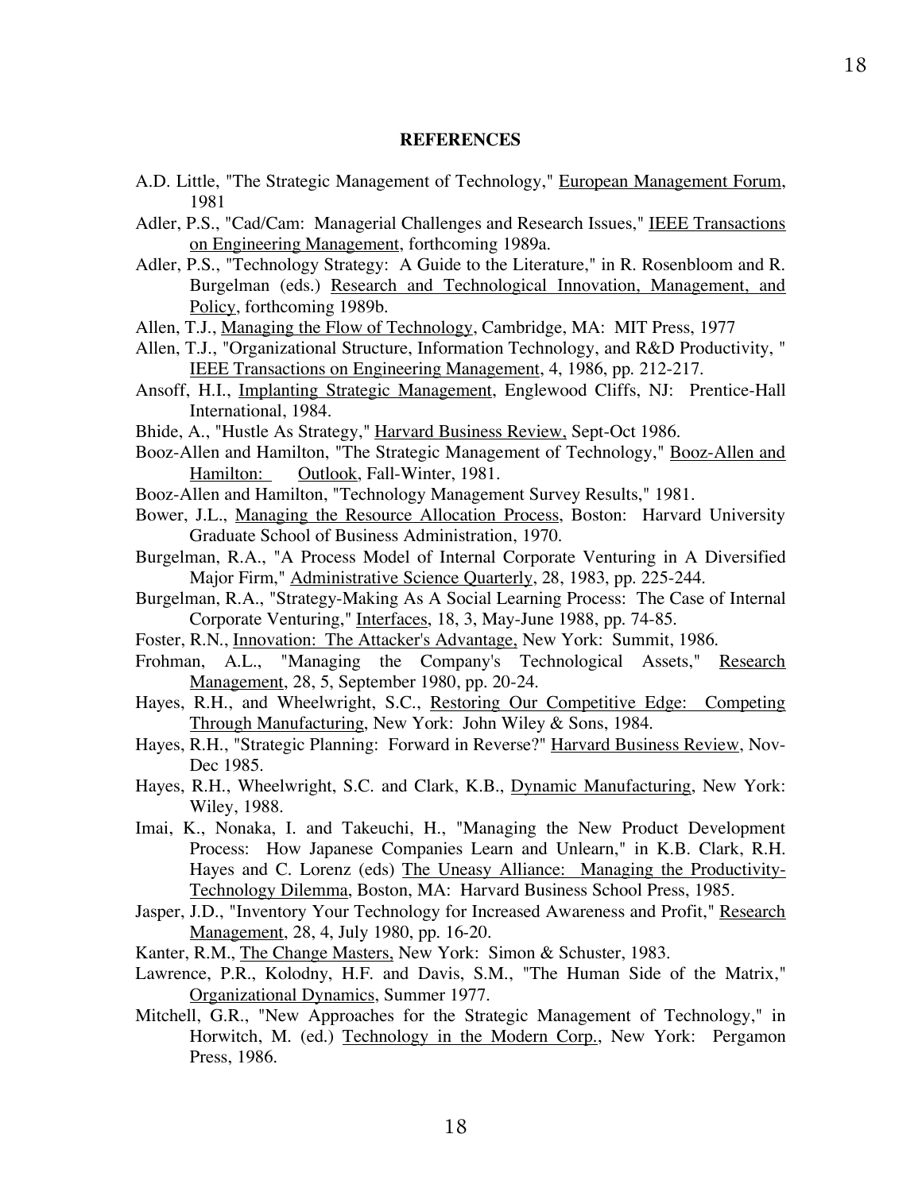## REFERENCES

A.D. Little, "The Strategic Management of Technology," European Management Forum, 1981

Adler, P.S., "Cad/Cam: Managerial Challenges and Research Issues," IEEE Transactions on Engineering Management, forthcoming 1989a.

Adler, P.S., "Technology Strategy: A Guide to the Literature," in R. Rosenbloom and R. Burgelman (eds.) Research and Technological Innovation, Management, and Policy, forthcoming 1989b.

Allen, T.J., Managing the Flow of Technology, Cambridge, MA: MIT Press, 1977

Allen, T.J., "Organizational Structure, Information Technology, and R&D Productivity, " IEEE Transactions on Engineering Management, 4, 1986, pp. 212-217.

Ansoff, H.I., Implanting Strategic Management, Englewood Cliffs, NJ: Prentice-Hall International, 1984.

Bhide, A., "Hustle As Strategy," Harvard Business Review, Sept-Oct 1986.

Booz-Allen and Hamilton, "The Strategic Management of Technology," Booz-Allen and Hamilton: Outlook, Fall-Winter, 1981.

Booz-Allen and Hamilton, "Technology Management Survey Results," 1981.

Bower, J.L., Managing the Resource Allocation Process, Boston: Harvard University Graduate School of Business Administration, 1970.

Burgelman, R.A., "A Process Model of Internal Corporate Venturing in A Diversified Major Firm," Administrative Science Quarterly, 28, 1983, pp. 225-244.

Burgelman, R.A., "Strategy-Making As A Social Learning Process: The Case of Internal Corporate Venturing," Interfaces, 18, 3, May-June 1988, pp. 74-85.

Foster, R.N., Innovation: The Attacker's Advantage, New York: Summit, 1986.

Frohman, A.L., "Managing the Company's Technological Assets," Research Management, 28, 5, September 1980, pp. 20-24.

Hayes, R.H., and Wheelwright, S.C., Restoring Our Competitive Edge: Competing Through Manufacturing, New York: John Wiley & Sons, 1984.

Hayes, R.H., "Strategic Planning: Forward in Reverse?" Harvard Business Review, Nov-Dec 1985.

Hayes, R.H., Wheelwright, S.C. and Clark, K.B., Dynamic Manufacturing, New York: Wiley, 1988.

Imai, K., Nonaka, I. and Takeuchi, H., "Managing the New Product Development Process: How Japanese Companies Learn and Unlearn," in K.B. Clark, R.H. Hayes and C. Lorenz (eds) The Uneasy Alliance: Managing the Productivity-Technology Dilemma, Boston, MA: Harvard Business School Press, 1985.

Jasper, J.D., "Inventory Your Technology for Increased Awareness and Profit," Research Management, 28, 4, July 1980, pp. 16-20.

Kanter, R.M., The Change Masters, New York: Simon & Schuster, 1983.

Lawrence, P.R., Kolodny, H.F. and Davis, S.M., "The Human Side of the Matrix," Organizational Dynamics, Summer 1977.

Mitchell, G.R., "New Approaches for the Strategic Management of Technology," in Horwitch, M. (ed.) Technology in the Modern Corp., New York: Pergamon Press, 1986.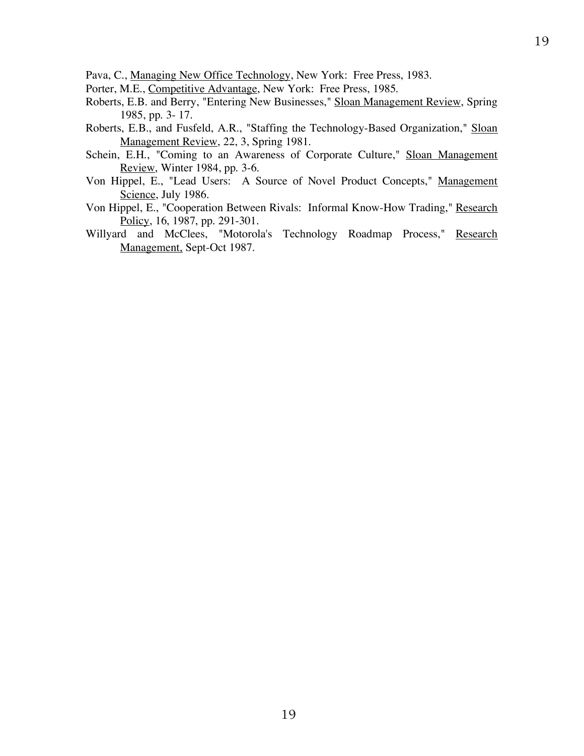Pava, C., Managing New Office Technology, New York: Free Press, 1983.

Porter, M.E., Competitive Advantage, New York: Free Press, 1985.

Roberts, E.B. and Berry, "Entering New Businesses," Sloan Management Review, Spring 1985, pp. 3- 17.

Roberts, E.B., and Fusfeld, A.R., "Staffing the Technology-Based Organization," Sloan Management Review, 22, 3, Spring 1981.

Schein, E.H., "Coming to an Awareness of Corporate Culture," Sloan Management Review, Winter 1984, pp. 3-6.

Von Hippel, E., "Lead Users: A Source of Novel Product Concepts," Management Science, July 1986.

Von Hippel, E., "Cooperation Between Rivals: Informal Know-How Trading," Research Policy, 16, 1987, pp. 291-301.

Willyard and McClees, "Motorola's Technology Roadmap Process," Research Management, Sept-Oct 1987.